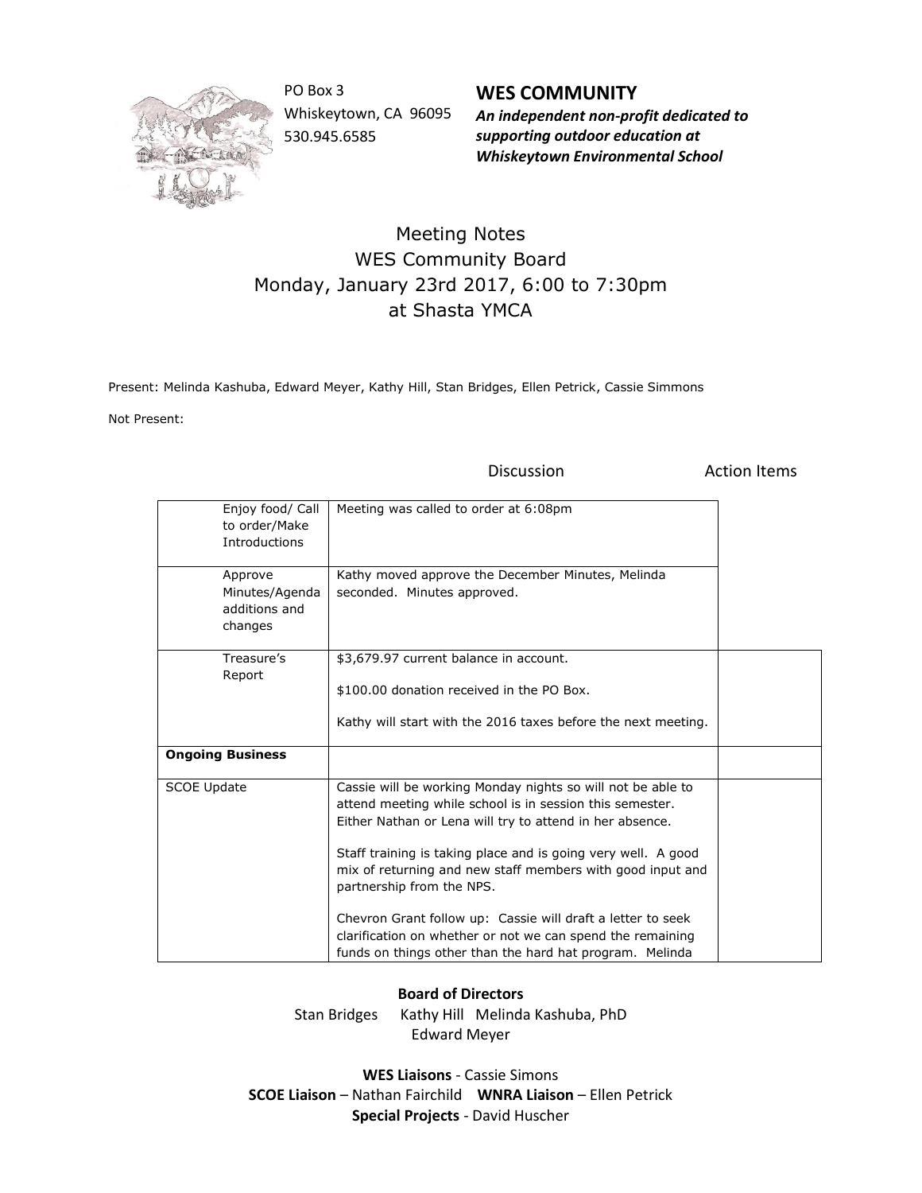PO Box 3
Whiskeytown, CA 96095
530.945.6585

**WES COMMUNITY**
***An independent non-profit dedicated to supporting outdoor education at Whiskeytown Environmental School***

# Meeting Notes
## WES Community Board
## Monday, January 23rd 2017, 6:00 to 7:30pm
## at Shasta YMCA

Present: Melinda Kashuba, Edward Meyer, Kathy Hill, Stan Bridges, Ellen Petrick, Cassie Simmons

Not Present:

| | Discussion | Action Items |
|---|---|---|
| Enjoy food/ Call to order/Make Introductions | Meeting was called to order at 6:08pm | |
| Approve Minutes/Agenda additions and changes | Kathy moved approve the December Minutes, Melinda seconded. Minutes approved. | |
| Treasure's Report | $3,679.97 current balance in account.<br><br>$100.00 donation received in the PO Box.<br><br>Kathy will start with the 2016 taxes before the next meeting. | |
| **Ongoing Business** | | |
| SCOE Update | Cassie will be working Monday nights so will not be able to attend meeting while school is in session this semester. Either Nathan or Lena will try to attend in her absence.<br><br>Staff training is taking place and is going very well. A good mix of returning and new staff members with good input and partnership from the NPS.<br><br>Chevron Grant follow up: Cassie will draft a letter to seek clarification on whether or not we can spend the remaining funds on things other than the hard hat program. Melinda | |

**Board of Directors**
Stan Bridges Kathy Hill Melinda Kashuba, PhD
Edward Meyer

**WES Liaisons** - Cassie Simons
**SCOE Liaison** – Nathan Fairchild **WNRA Liaison** – Ellen Petrick
**Special Projects** - David Huscher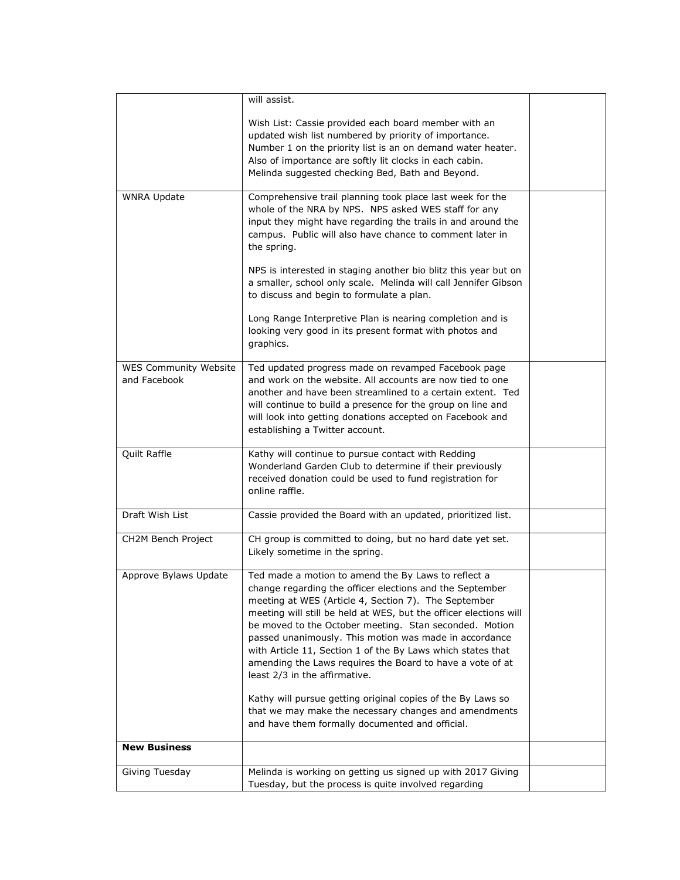| | | |
|---|---|---|
| | will assist.<br><br>Wish List: Cassie provided each board member with an updated wish list numbered by priority of importance. Number 1 on the priority list is an on demand water heater. Also of importance are softly lit clocks in each cabin. Melinda suggested checking Bed, Bath and Beyond. | |
| WNRA Update | Comprehensive trail planning took place last week for the whole of the NRA by NPS. NPS asked WES staff for any input they might have regarding the trails in and around the campus. Public will also have chance to comment later in the spring.<br><br>NPS is interested in staging another bio blitz this year but on a smaller, school only scale. Melinda will call Jennifer Gibson to discuss and begin to formulate a plan.<br><br>Long Range Interpretive Plan is nearing completion and is looking very good in its present format with photos and graphics. | |
| WES Community Website and Facebook | Ted updated progress made on revamped Facebook page and work on the website. All accounts are now tied to one another and have been streamlined to a certain extent. Ted will continue to build a presence for the group on line and will look into getting donations accepted on Facebook and establishing a Twitter account. | |
| Quilt Raffle | Kathy will continue to pursue contact with Redding Wonderland Garden Club to determine if their previously received donation could be used to fund registration for online raffle. | |
| Draft Wish List | Cassie provided the Board with an updated, prioritized list. | |
| CH2M Bench Project | CH group is committed to doing, but no hard date yet set. Likely sometime in the spring. | |
| Approve Bylaws Update | Ted made a motion to amend the By Laws to reflect a change regarding the officer elections and the September meeting at WES (Article 4, Section 7). The September meeting will still be held at WES, but the officer elections will be moved to the October meeting. Stan seconded. Motion passed unanimously. This motion was made in accordance with Article 11, Section 1 of the By Laws which states that amending the Laws requires the Board to have a vote of at least 2/3 in the affirmative.<br><br>Kathy will pursue getting original copies of the By Laws so that we may make the necessary changes and amendments and have them formally documented and official. | |
| **New Business** | | |
| Giving Tuesday | Melinda is working on getting us signed up with 2017 Giving Tuesday, but the process is quite involved regarding | |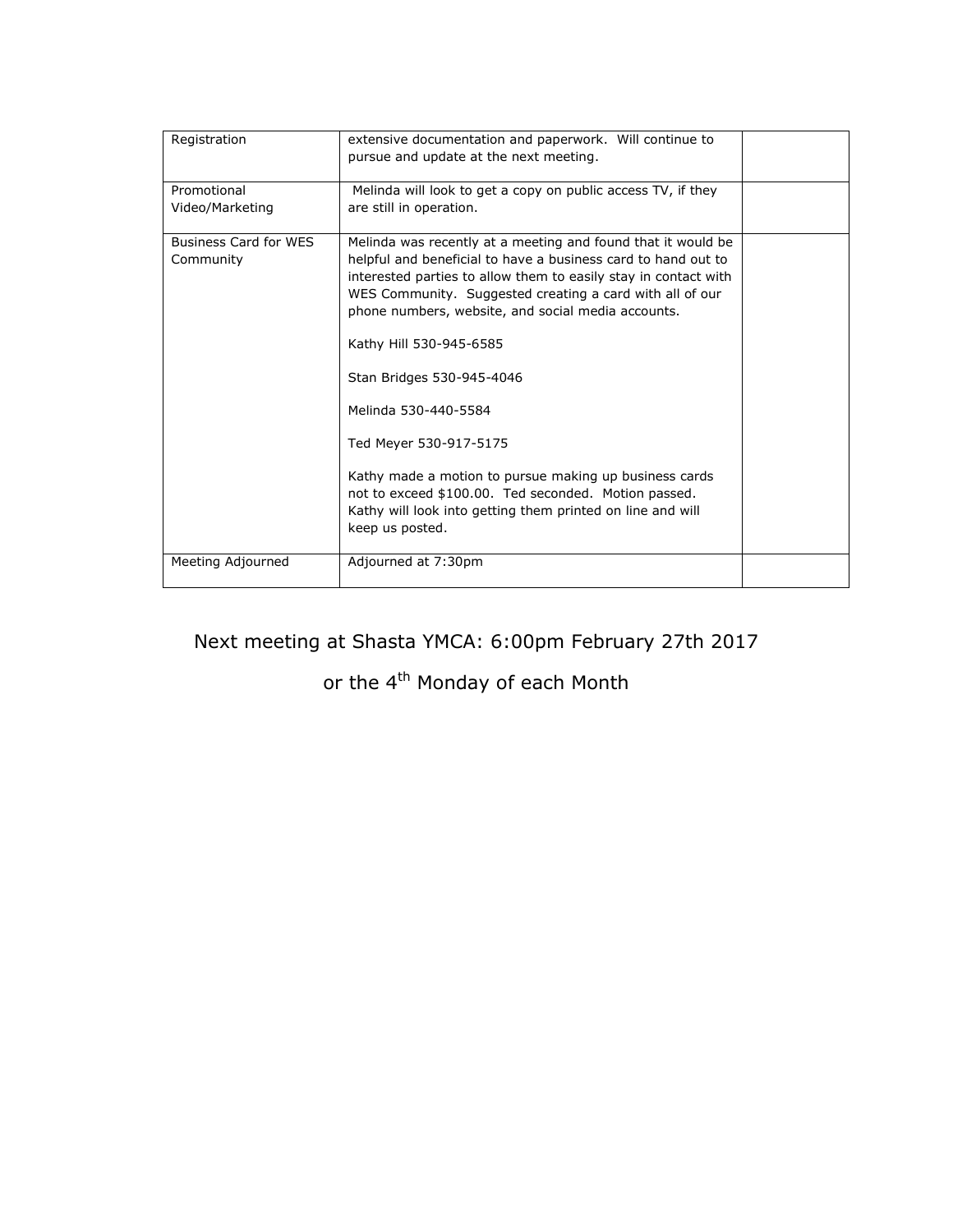| | | |
|---|---|---|
| Registration | extensive documentation and paperwork. Will continue to pursue and update at the next meeting. | |
| Promotional Video/Marketing | Melinda will look to get a copy on public access TV, if they are still in operation. | |
| Business Card for WES Community | Melinda was recently at a meeting and found that it would be helpful and beneficial to have a business card to hand out to interested parties to allow them to easily stay in contact with WES Community. Suggested creating a card with all of our phone numbers, website, and social media accounts.<br><br>Kathy Hill 530-945-6585<br><br>Stan Bridges 530-945-4046<br><br>Melinda 530-440-5584<br><br>Ted Meyer 530-917-5175<br><br>Kathy made a motion to pursue making up business cards not to exceed $100.00. Ted seconded. Motion passed. Kathy will look into getting them printed on line and will keep us posted. | |
| Meeting Adjourned | Adjourned at 7:30pm | |

Next meeting at Shasta YMCA: 6:00pm February 27th 2017

or the 4th Monday of each Month